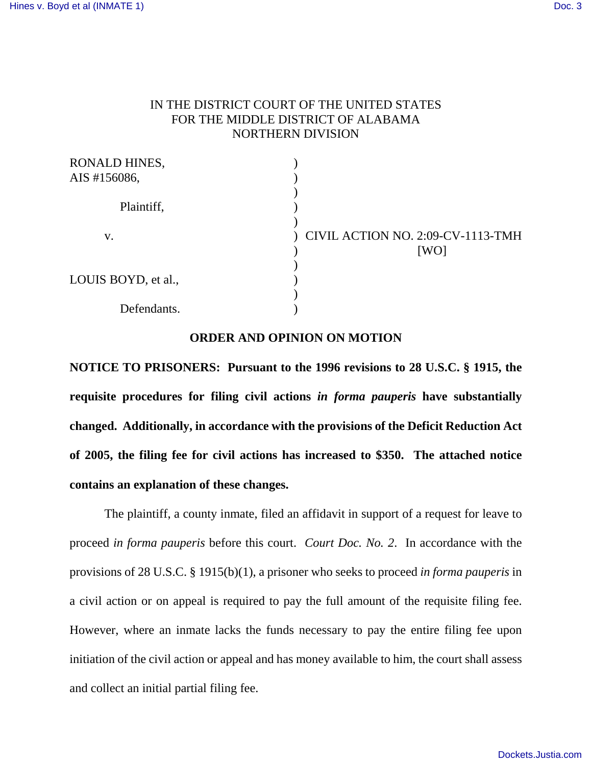IN THE DISTRICT COURT OF THE UNITED STATES
FOR THE MIDDLE DISTRICT OF ALABAMA
NORTHERN DIVISION

| | | |
|---|---|---|
| RONALD HINES, AIS #156086, | ) | |
| Plaintiff, | ) | |
| v. | ) | CIVIL ACTION NO. 2:09-CV-1113-TMH [WO] |
| LOUIS BOYD, et al., | ) | |
| Defendants. | ) | |

**ORDER AND OPINION ON MOTION**

**NOTICE TO PRISONERS: Pursuant to the 1996 revisions to 28 U.S.C. § 1915, the requisite procedures for filing civil actions *in forma pauperis* have substantially changed. Additionally, in accordance with the provisions of the Deficit Reduction Act of 2005, the filing fee for civil actions has increased to $350. The attached notice contains an explanation of these changes.**

The plaintiff, a county inmate, filed an affidavit in support of a request for leave to proceed *in forma pauperis* before this court. *Court Doc. No. 2*. In accordance with the provisions of 28 U.S.C. § 1915(b)(1), a prisoner who seeks to proceed *in forma pauperis* in a civil action or on appeal is required to pay the full amount of the requisite filing fee. However, where an inmate lacks the funds necessary to pay the entire filing fee upon initiation of the civil action or appeal and has money available to him, the court shall assess and collect an initial partial filing fee.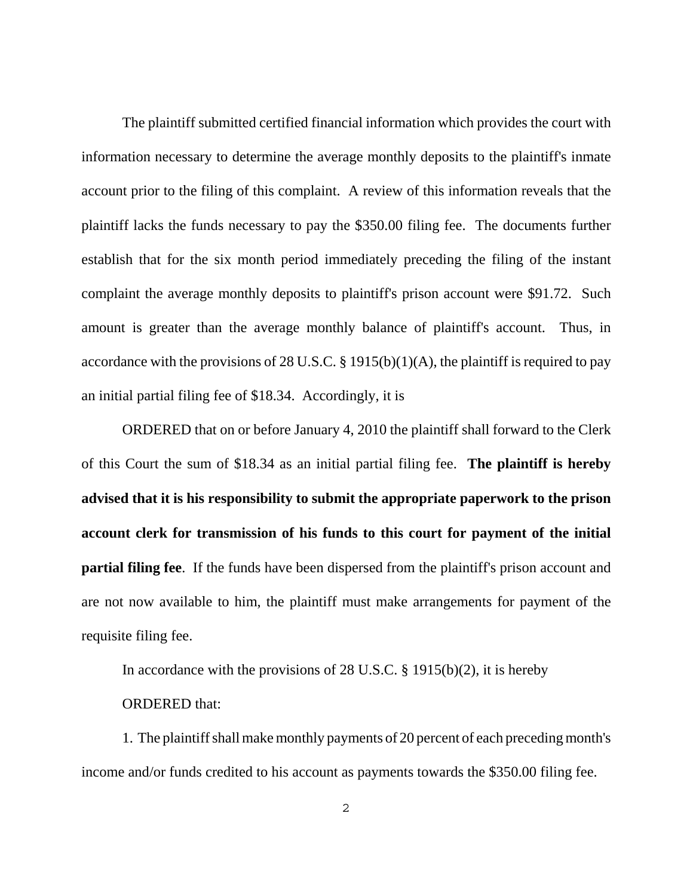The plaintiff submitted certified financial information which provides the court with information necessary to determine the average monthly deposits to the plaintiff's inmate account prior to the filing of this complaint. A review of this information reveals that the plaintiff lacks the funds necessary to pay the $350.00 filing fee. The documents further establish that for the six month period immediately preceding the filing of the instant complaint the average monthly deposits to plaintiff's prison account were $91.72. Such amount is greater than the average monthly balance of plaintiff's account. Thus, in accordance with the provisions of 28 U.S.C. § 1915(b)(1)(A), the plaintiff is required to pay an initial partial filing fee of $18.34. Accordingly, it is

ORDERED that on or before January 4, 2010 the plaintiff shall forward to the Clerk of this Court the sum of $18.34 as an initial partial filing fee. **The plaintiff is hereby advised that it is his responsibility to submit the appropriate paperwork to the prison account clerk for transmission of his funds to this court for payment of the initial partial filing fee**. If the funds have been dispersed from the plaintiff's prison account and are not now available to him, the plaintiff must make arrangements for payment of the requisite filing fee.

In accordance with the provisions of 28 U.S.C. § 1915(b)(2), it is hereby

ORDERED that:

1. The plaintiff shall make monthly payments of 20 percent of each preceding month's income and/or funds credited to his account as payments towards the $350.00 filing fee.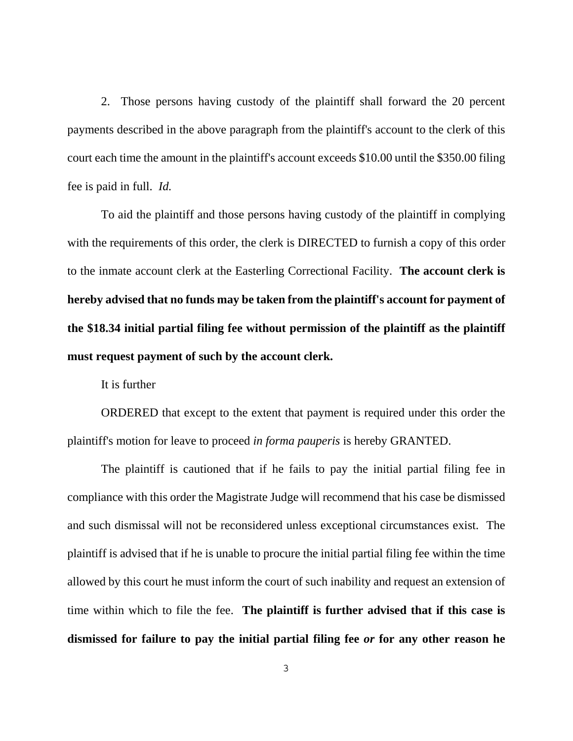2. Those persons having custody of the plaintiff shall forward the 20 percent payments described in the above paragraph from the plaintiff's account to the clerk of this court each time the amount in the plaintiff's account exceeds $10.00 until the $350.00 filing fee is paid in full. *Id.*

To aid the plaintiff and those persons having custody of the plaintiff in complying with the requirements of this order, the clerk is DIRECTED to furnish a copy of this order to the inmate account clerk at the Easterling Correctional Facility. **The account clerk is hereby advised that no funds may be taken from the plaintiff's account for payment of the $18.34 initial partial filing fee without permission of the plaintiff as the plaintiff must request payment of such by the account clerk.**

It is further

ORDERED that except to the extent that payment is required under this order the plaintiff's motion for leave to proceed *in forma pauperis* is hereby GRANTED.

The plaintiff is cautioned that if he fails to pay the initial partial filing fee in compliance with this order the Magistrate Judge will recommend that his case be dismissed and such dismissal will not be reconsidered unless exceptional circumstances exist. The plaintiff is advised that if he is unable to procure the initial partial filing fee within the time allowed by this court he must inform the court of such inability and request an extension of time within which to file the fee. **The plaintiff is further advised that if this case is dismissed for failure to pay the initial partial filing fee *or* for any other reason he**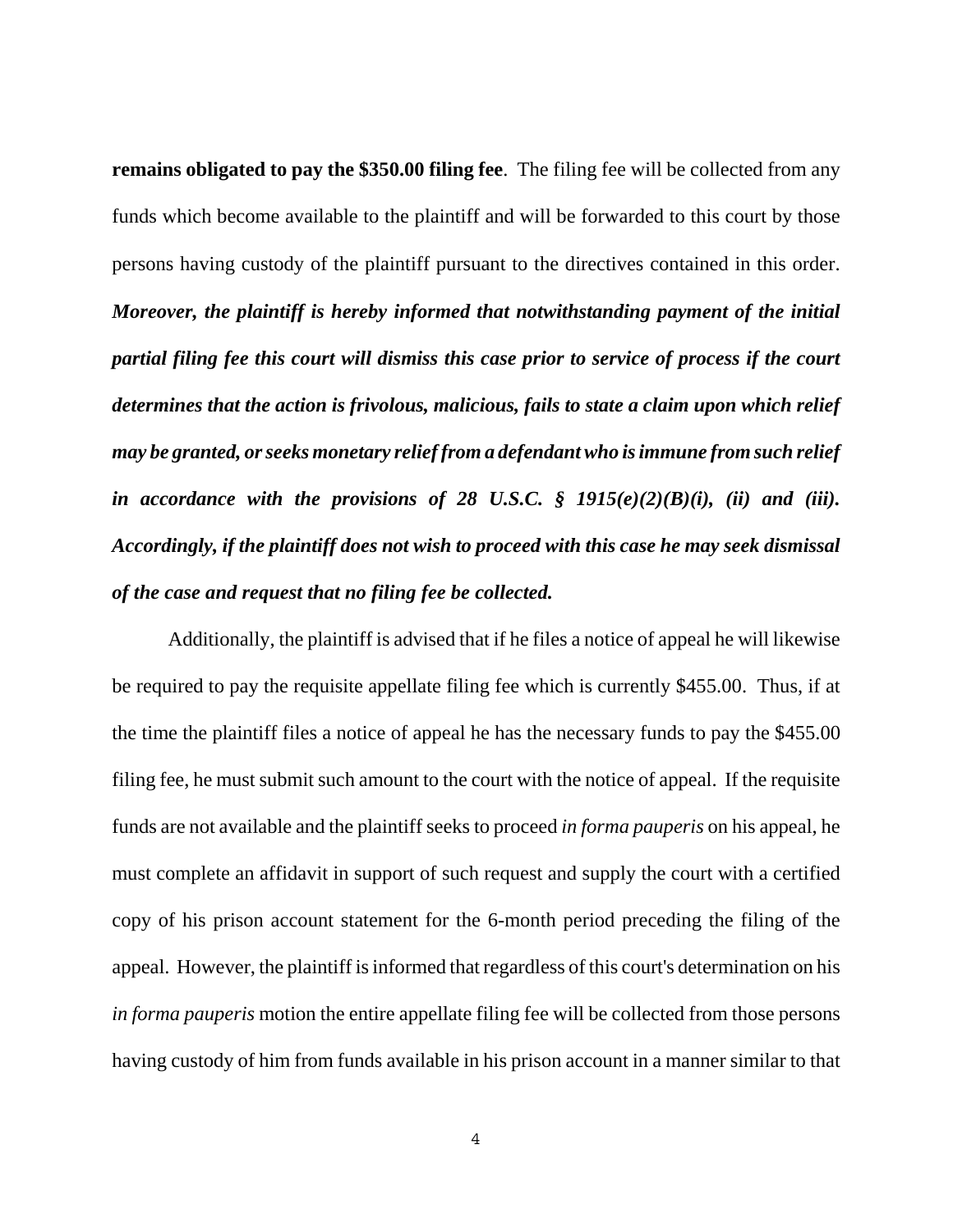**remains obligated to pay the $350.00 filing fee**. The filing fee will be collected from any funds which become available to the plaintiff and will be forwarded to this court by those persons having custody of the plaintiff pursuant to the directives contained in this order. ***Moreover, the plaintiff is hereby informed that notwithstanding payment of the initial partial filing fee this court will dismiss this case prior to service of process if the court determines that the action is frivolous, malicious, fails to state a claim upon which relief may be granted, or seeks monetary relief from a defendant who is immune from such relief in accordance with the provisions of 28 U.S.C. § 1915(e)(2)(B)(i), (ii) and (iii). Accordingly, if the plaintiff does not wish to proceed with this case he may seek dismissal of the case and request that no filing fee be collected.***

Additionally, the plaintiff is advised that if he files a notice of appeal he will likewise be required to pay the requisite appellate filing fee which is currently $455.00. Thus, if at the time the plaintiff files a notice of appeal he has the necessary funds to pay the $455.00 filing fee, he must submit such amount to the court with the notice of appeal. If the requisite funds are not available and the plaintiff seeks to proceed *in forma pauperis* on his appeal, he must complete an affidavit in support of such request and supply the court with a certified copy of his prison account statement for the 6-month period preceding the filing of the appeal. However, the plaintiff is informed that regardless of this court's determination on his *in forma pauperis* motion the entire appellate filing fee will be collected from those persons having custody of him from funds available in his prison account in a manner similar to that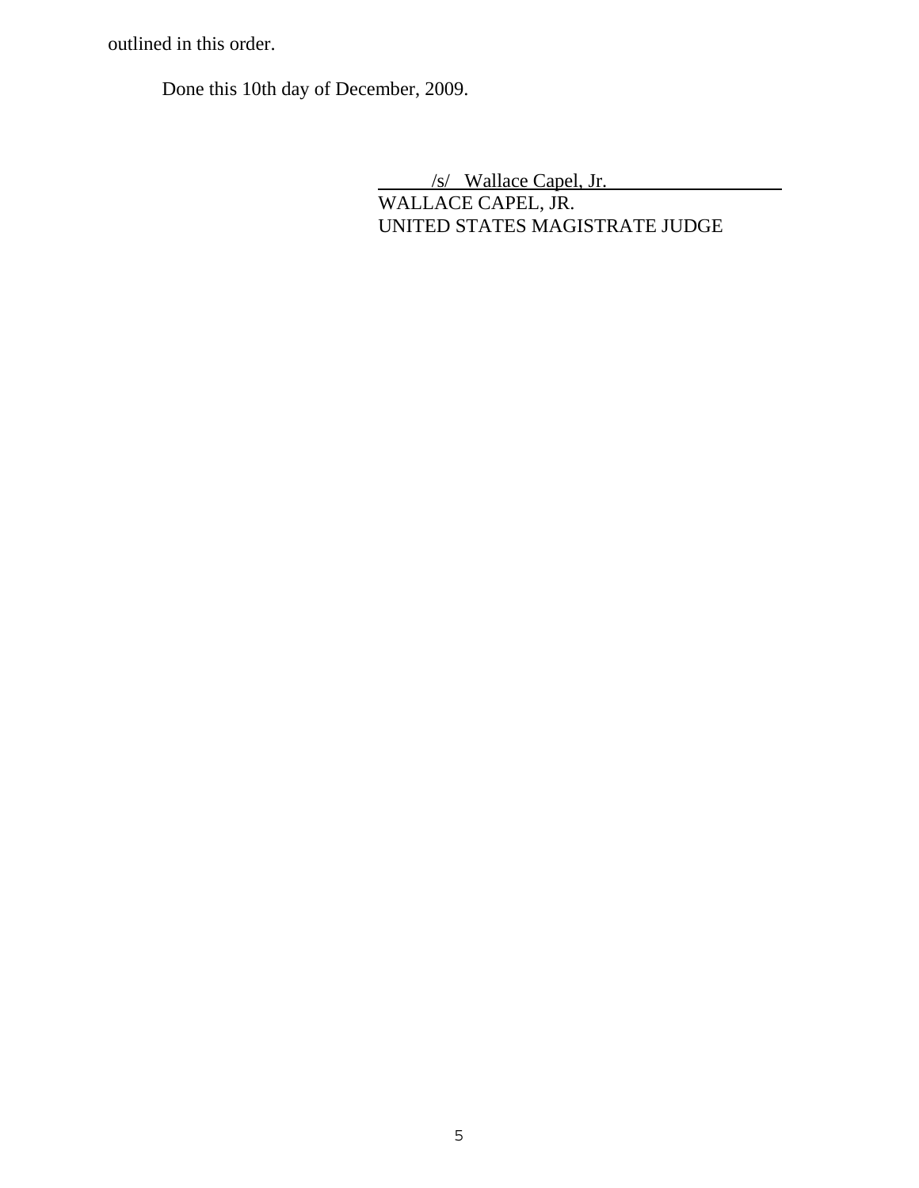outlined in this order.

Done this 10th day of December, 2009.

/s/ Wallace Capel, Jr.
WALLACE CAPEL, JR.
UNITED STATES MAGISTRATE JUDGE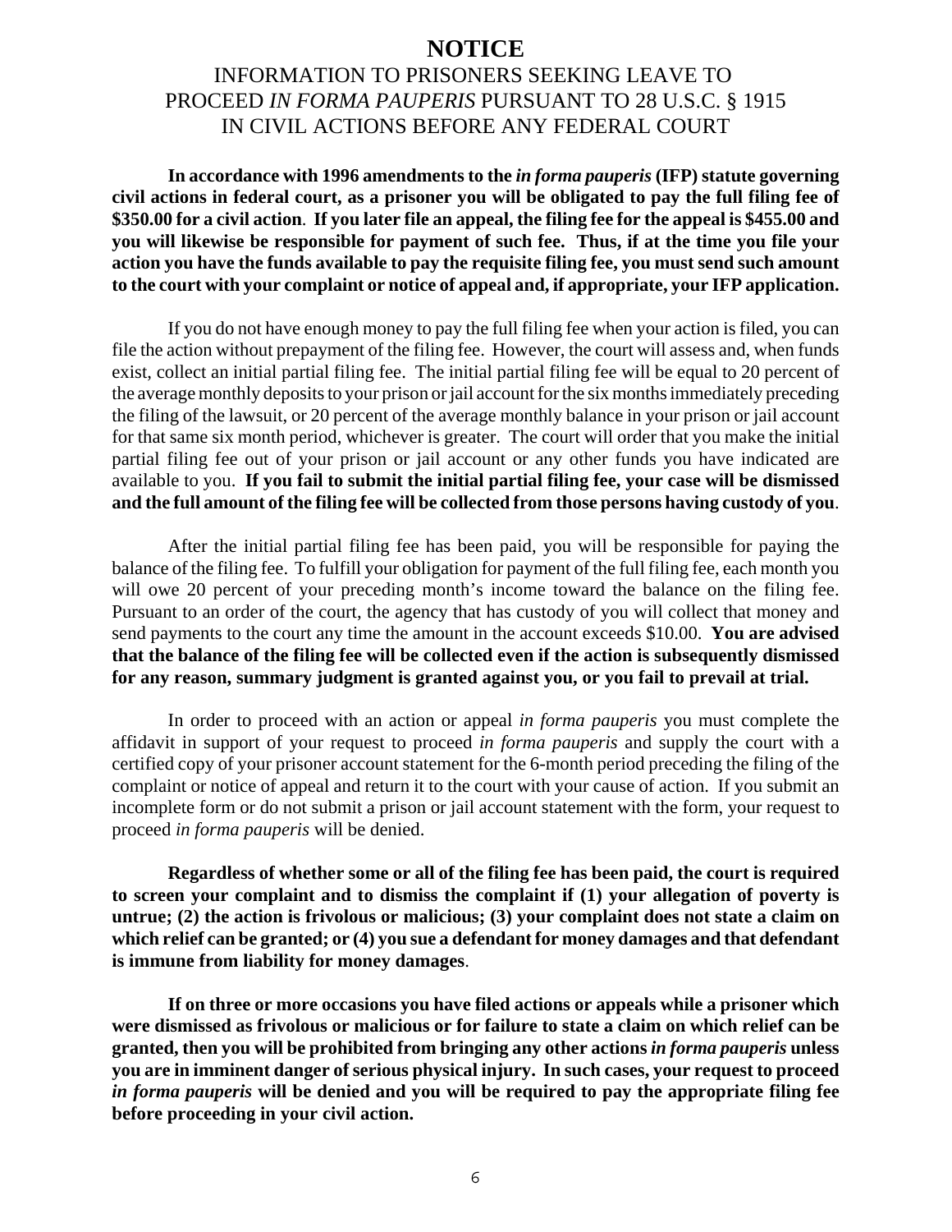# NOTICE

## INFORMATION TO PRISONERS SEEKING LEAVE TO PROCEED *IN FORMA PAUPERIS* PURSUANT TO 28 U.S.C. § 1915 IN CIVIL ACTIONS BEFORE ANY FEDERAL COURT

**In accordance with 1996 amendments to the *in forma pauperis* (IFP) statute governing civil actions in federal court, as a prisoner you will be obligated to pay the full filing fee of $350.00 for a civil action. If you later file an appeal, the filing fee for the appeal is $455.00 and you will likewise be responsible for payment of such fee. Thus, if at the time you file your action you have the funds available to pay the requisite filing fee, you must send such amount to the court with your complaint or notice of appeal and, if appropriate, your IFP application.**

If you do not have enough money to pay the full filing fee when your action is filed, you can file the action without prepayment of the filing fee. However, the court will assess and, when funds exist, collect an initial partial filing fee. The initial partial filing fee will be equal to 20 percent of the average monthly deposits to your prison or jail account for the six months immediately preceding the filing of the lawsuit, or 20 percent of the average monthly balance in your prison or jail account for that same six month period, whichever is greater. The court will order that you make the initial partial filing fee out of your prison or jail account or any other funds you have indicated are available to you. **If you fail to submit the initial partial filing fee, your case will be dismissed and the full amount of the filing fee will be collected from those persons having custody of you**.

After the initial partial filing fee has been paid, you will be responsible for paying the balance of the filing fee. To fulfill your obligation for payment of the full filing fee, each month you will owe 20 percent of your preceding month's income toward the balance on the filing fee. Pursuant to an order of the court, the agency that has custody of you will collect that money and send payments to the court any time the amount in the account exceeds $10.00. **You are advised that the balance of the filing fee will be collected even if the action is subsequently dismissed for any reason, summary judgment is granted against you, or you fail to prevail at trial.**

In order to proceed with an action or appeal *in forma pauperis* you must complete the affidavit in support of your request to proceed *in forma pauperis* and supply the court with a certified copy of your prisoner account statement for the 6-month period preceding the filing of the complaint or notice of appeal and return it to the court with your cause of action. If you submit an incomplete form or do not submit a prison or jail account statement with the form, your request to proceed *in forma pauperis* will be denied.

**Regardless of whether some or all of the filing fee has been paid, the court is required to screen your complaint and to dismiss the complaint if (1) your allegation of poverty is untrue; (2) the action is frivolous or malicious; (3) your complaint does not state a claim on which relief can be granted; or (4) you sue a defendant for money damages and that defendant is immune from liability for money damages**.

**If on three or more occasions you have filed actions or appeals while a prisoner which were dismissed as frivolous or malicious or for failure to state a claim on which relief can be granted, then you will be prohibited from bringing any other actions *in forma pauperis* unless you are in imminent danger of serious physical injury. In such cases, your request to proceed *in forma pauperis* will be denied and you will be required to pay the appropriate filing fee before proceeding in your civil action.**